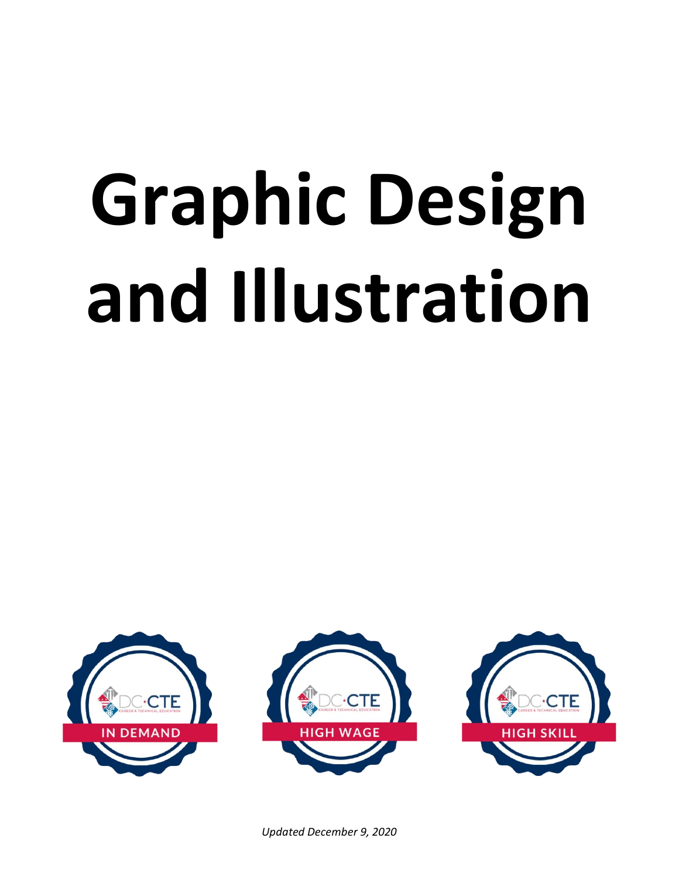# Graphic Design and Illustration

IN DEMAND

HIGH WAGE

HIGH SKILL

*Updated December 9, 2020*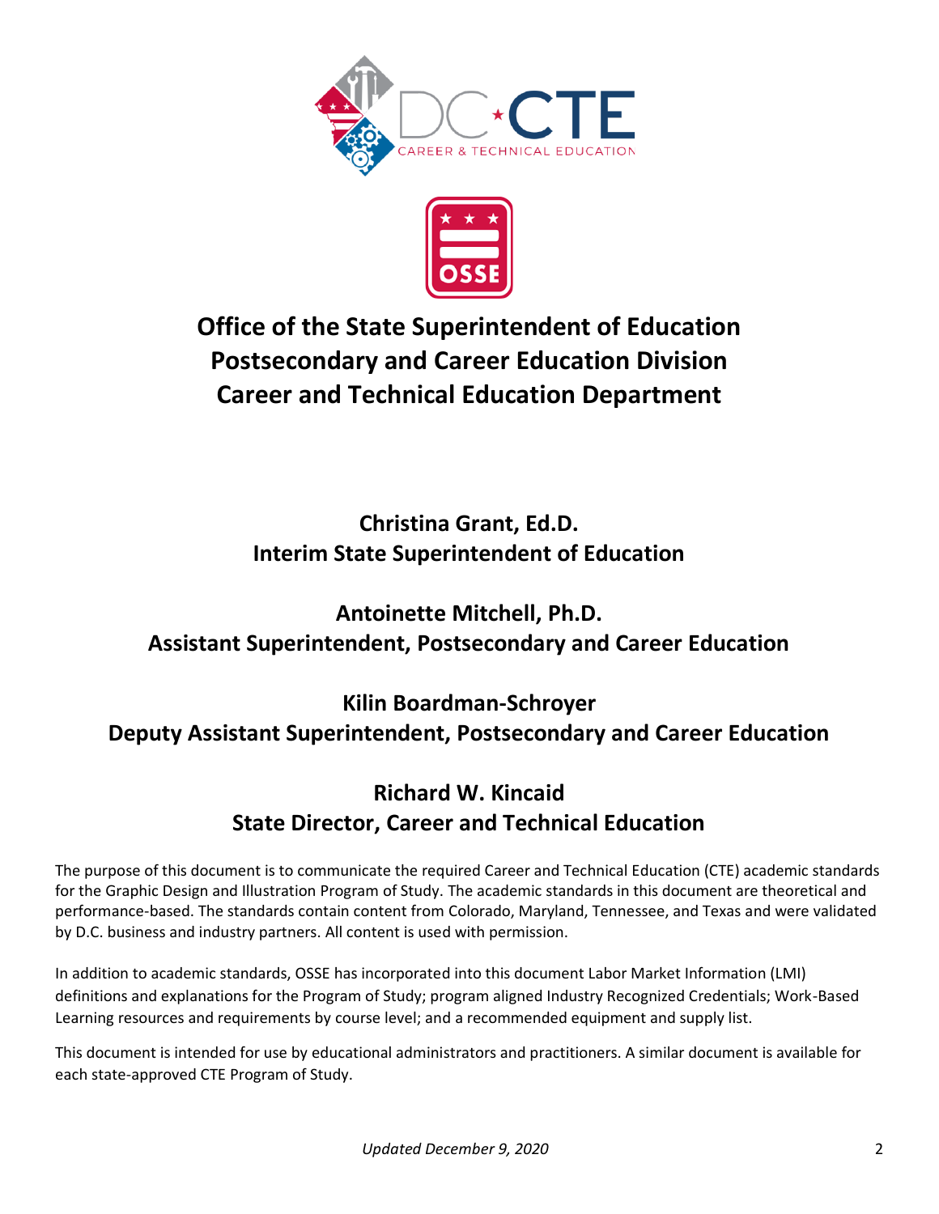# Office of the State Superintendent of Education
# Postsecondary and Career Education Division
# Career and Technical Education Department

**Christina Grant, Ed.D.**
**Interim State Superintendent of Education**

**Antoinette Mitchell, Ph.D.**
**Assistant Superintendent, Postsecondary and Career Education**

**Kilin Boardman-Schroyer**
**Deputy Assistant Superintendent, Postsecondary and Career Education**

**Richard W. Kincaid**
**State Director, Career and Technical Education**

The purpose of this document is to communicate the required Career and Technical Education (CTE) academic standards for the Graphic Design and Illustration Program of Study. The academic standards in this document are theoretical and performance-based. The standards contain content from Colorado, Maryland, Tennessee, and Texas and were validated by D.C. business and industry partners. All content is used with permission.

In addition to academic standards, OSSE has incorporated into this document Labor Market Information (LMI) definitions and explanations for the Program of Study; program aligned Industry Recognized Credentials; Work-Based Learning resources and requirements by course level; and a recommended equipment and supply list.

This document is intended for use by educational administrators and practitioners. A similar document is available for each state-approved CTE Program of Study.

*Updated December 9, 2020*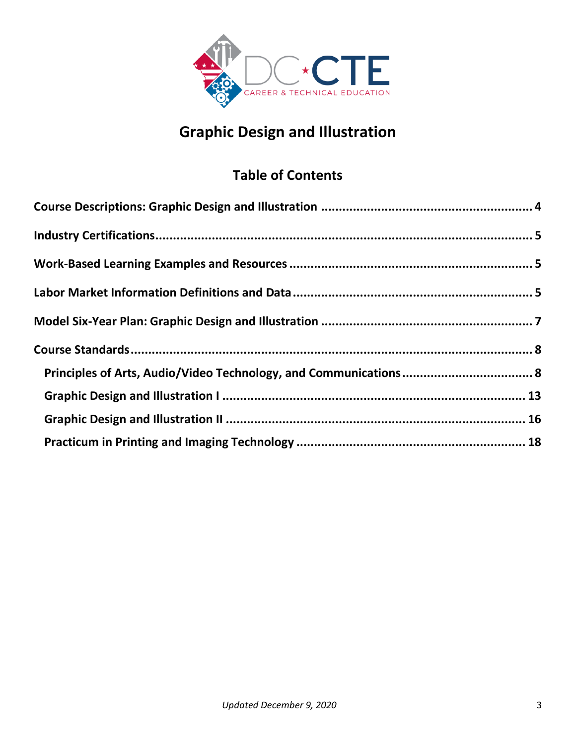# Graphic Design and Illustration

## Table of Contents

**Course Descriptions: Graphic Design and Illustration** ........................................................ 4

**Industry Certifications** ........................................................................................................ 5

**Work-Based Learning Examples and Resources** ................................................................ 5

**Labor Market Information Definitions and Data** ................................................................ 5

**Model Six-Year Plan: Graphic Design and Illustration** ........................................................ 7

**Course Standards** ............................................................................................................. 8

- **Principles of Arts, Audio/Video Technology, and Communications** ................................. 8
- **Graphic Design and Illustration I** ................................................................................. 13
- **Graphic Design and Illustration II** ................................................................................ 16
- **Practicum in Printing and Imaging Technology** ............................................................ 18

*Updated December 9, 2020*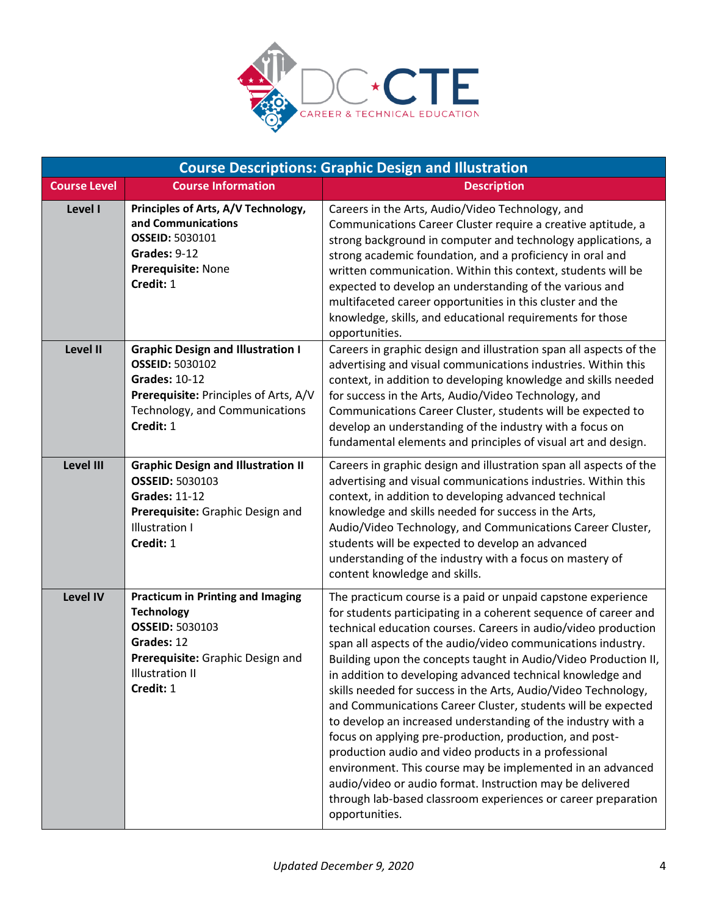| Course Descriptions: Graphic Design and Illustration | | |
|---|---|---|
| **Course Level** | **Course Information** | **Description** |
| **Level I** | **Principles of Arts, A/V Technology, and Communications**<br>**OSSEID:** 5030101<br>**Grades:** 9-12<br>**Prerequisite:** None<br>**Credit:** 1 | Careers in the Arts, Audio/Video Technology, and Communications Career Cluster require a creative aptitude, a strong background in computer and technology applications, a strong academic foundation, and a proficiency in oral and written communication. Within this context, students will be expected to develop an understanding of the various and multifaceted career opportunities in this cluster and the knowledge, skills, and educational requirements for those opportunities. |
| **Level II** | **Graphic Design and Illustration I**<br>**OSSEID:** 5030102<br>**Grades:** 10-12<br>**Prerequisite:** Principles of Arts, A/V Technology, and Communications<br>**Credit:** 1 | Careers in graphic design and illustration span all aspects of the advertising and visual communications industries. Within this context, in addition to developing knowledge and skills needed for success in the Arts, Audio/Video Technology, and Communications Career Cluster, students will be expected to develop an understanding of the industry with a focus on fundamental elements and principles of visual art and design. |
| **Level III** | **Graphic Design and Illustration II**<br>**OSSEID:** 5030103<br>**Grades:** 11-12<br>**Prerequisite:** Graphic Design and Illustration I<br>**Credit:** 1 | Careers in graphic design and illustration span all aspects of the advertising and visual communications industries. Within this context, in addition to developing advanced technical knowledge and skills needed for success in the Arts, Audio/Video Technology, and Communications Career Cluster, students will be expected to develop an advanced understanding of the industry with a focus on mastery of content knowledge and skills. |
| **Level IV** | **Practicum in Printing and Imaging Technology**<br>**OSSEID:** 5030103<br>**Grades:** 12<br>**Prerequisite:** Graphic Design and Illustration II<br>**Credit:** 1 | The practicum course is a paid or unpaid capstone experience for students participating in a coherent sequence of career and technical education courses. Careers in audio/video production span all aspects of the audio/video communications industry. Building upon the concepts taught in Audio/Video Production II, in addition to developing advanced technical knowledge and skills needed for success in the Arts, Audio/Video Technology, and Communications Career Cluster, students will be expected to develop an increased understanding of the industry with a focus on applying pre-production, production, and post-production audio and video products in a professional environment. This course may be implemented in an advanced audio/video or audio format. Instruction may be delivered through lab-based classroom experiences or career preparation opportunities. |

*Updated December 9, 2020*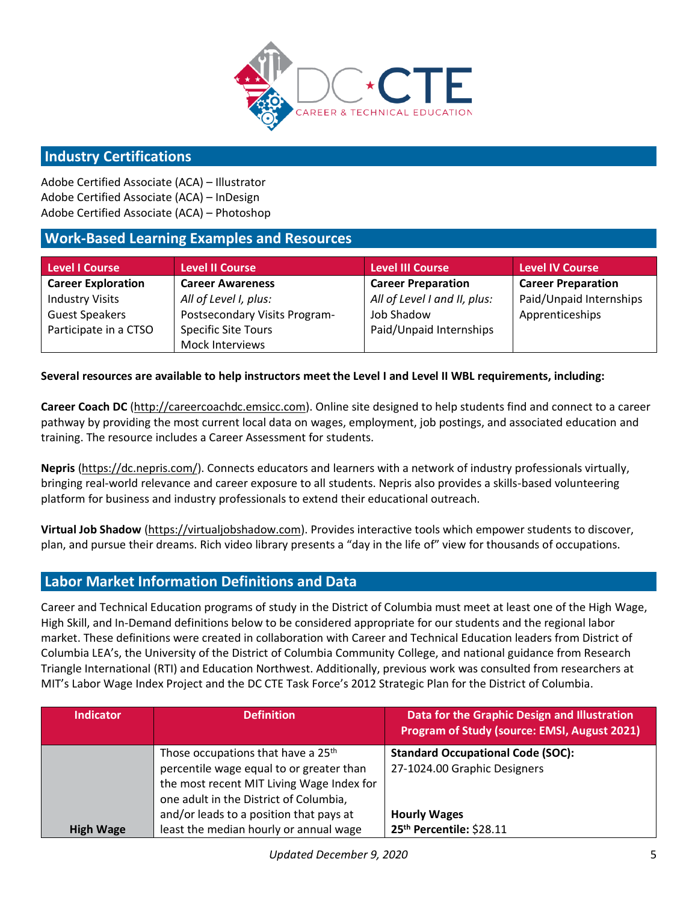## Industry Certifications

Adobe Certified Associate (ACA) – Illustrator
Adobe Certified Associate (ACA) – InDesign
Adobe Certified Associate (ACA) – Photoshop

## Work-Based Learning Examples and Resources

| Level I Course | Level II Course | Level III Course | Level IV Course |
|---|---|---|---|
| **Career Exploration**<br>Industry Visits<br>Guest Speakers<br>Participate in a CTSO | **Career Awareness**<br>*All of Level I, plus:*<br>Postsecondary Visits Program-Specific Site Tours<br>Mock Interviews | **Career Preparation**<br>*All of Level I and II, plus:*<br>Job Shadow<br>Paid/Unpaid Internships | **Career Preparation**<br>Paid/Unpaid Internships<br>Apprenticeships |

**Several resources are available to help instructors meet the Level I and Level II WBL requirements, including:**

**Career Coach DC** (http://careercoachdc.emsicc.com). Online site designed to help students find and connect to a career pathway by providing the most current local data on wages, employment, job postings, and associated education and training. The resource includes a Career Assessment for students.

**Nepris** (https://dc.nepris.com/). Connects educators and learners with a network of industry professionals virtually, bringing real-world relevance and career exposure to all students. Nepris also provides a skills-based volunteering platform for business and industry professionals to extend their educational outreach.

**Virtual Job Shadow** (https://virtualjobshadow.com). Provides interactive tools which empower students to discover, plan, and pursue their dreams. Rich video library presents a "day in the life of" view for thousands of occupations.

## Labor Market Information Definitions and Data

Career and Technical Education programs of study in the District of Columbia must meet at least one of the High Wage, High Skill, and In-Demand definitions below to be considered appropriate for our students and the regional labor market. These definitions were created in collaboration with Career and Technical Education leaders from District of Columbia LEA's, the University of the District of Columbia Community College, and national guidance from Research Triangle International (RTI) and Education Northwest. Additionally, previous work was consulted from researchers at MIT's Labor Wage Index Project and the DC CTE Task Force's 2012 Strategic Plan for the District of Columbia.

| Indicator | Definition | Data for the Graphic Design and Illustration Program of Study (source: EMSI, August 2021) |
|---|---|---|
| **High Wage** | Those occupations that have a 25th percentile wage equal to or greater than the most recent MIT Living Wage Index for one adult in the District of Columbia, and/or leads to a position that pays at least the median hourly or annual wage | **Standard Occupational Code (SOC):**<br>27-1024.00 Graphic Designers<br><br>**Hourly Wages**<br>**25th Percentile:** $28.11 |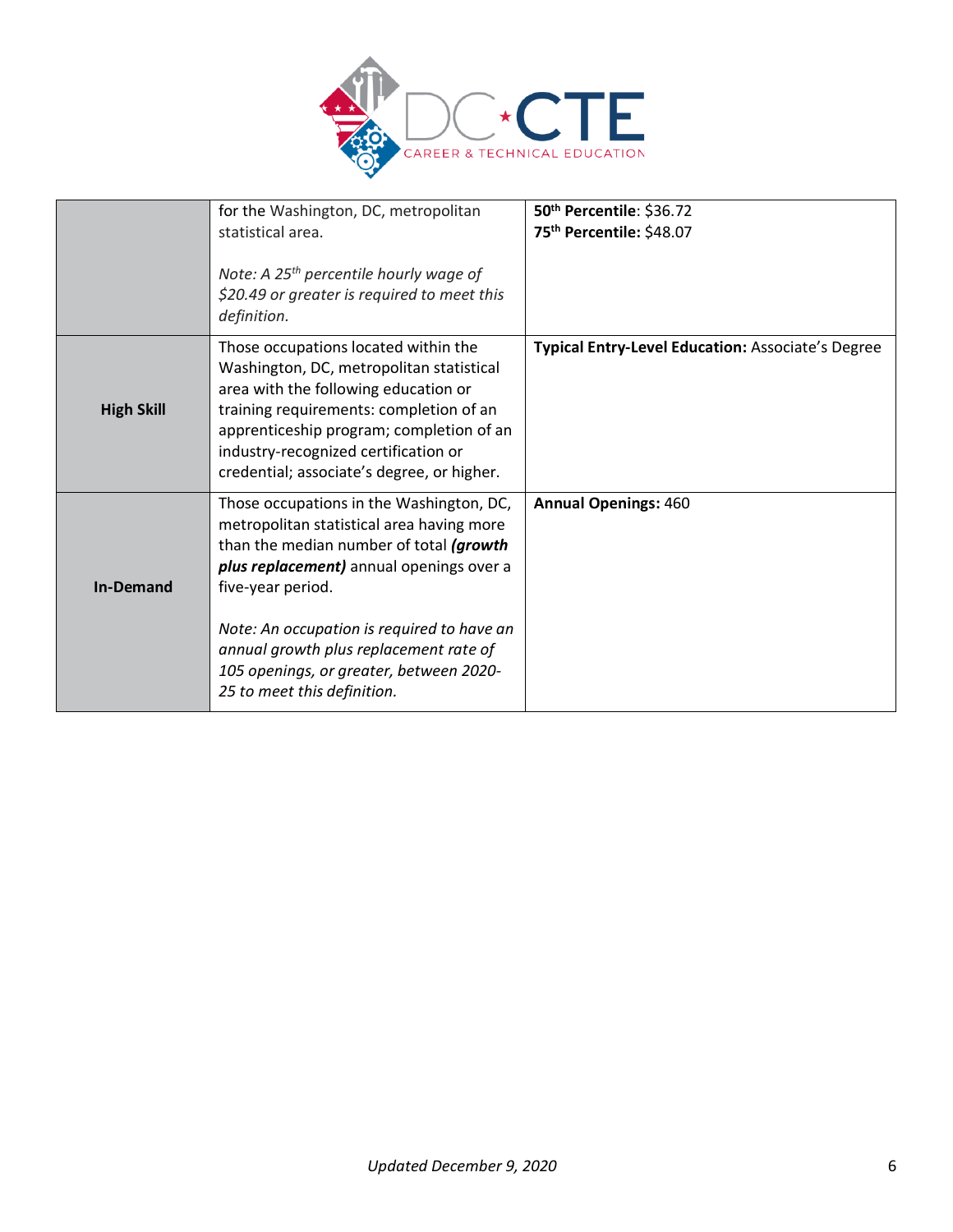| | | |
|---|---|---|
| | for the Washington, DC, metropolitan statistical area.<br><br>*Note: A 25th percentile hourly wage of $20.49 or greater is required to meet this definition.* | **50th Percentile**: $36.72<br>**75th Percentile:** $48.07 |
| **High Skill** | Those occupations located within the Washington, DC, metropolitan statistical area with the following education or training requirements: completion of an apprenticeship program; completion of an industry-recognized certification or credential; associate's degree, or higher. | **Typical Entry-Level Education:** Associate's Degree |
| **In-Demand** | Those occupations in the Washington, DC, metropolitan statistical area having more than the median number of total ***(growth plus replacement)*** annual openings over a five-year period.<br><br>*Note: An occupation is required to have an annual growth plus replacement rate of 105 openings, or greater, between 2020-25 to meet this definition.* | **Annual Openings:** 460 |

*Updated December 9, 2020*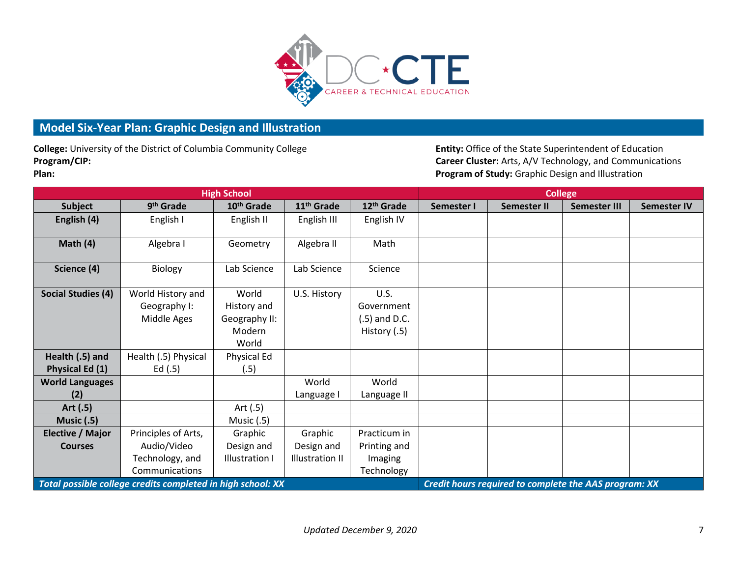## Model Six-Year Plan: Graphic Design and Illustration

**College:** University of the District of Columbia Community College
**Program/CIP:**
**Plan:**

**Entity:** Office of the State Superintendent of Education
**Career Cluster:** Arts, A/V Technology, and Communications
**Program of Study:** Graphic Design and Illustration

| High School | | | | | College | | | |
|---|---|---|---|---|---|---|---|---|
| **Subject** | **9th Grade** | **10th Grade** | **11th Grade** | **12th Grade** | **Semester I** | **Semester II** | **Semester III** | **Semester IV** |
| **English (4)** | English I | English II | English III | English IV | | | | |
| **Math (4)** | Algebra I | Geometry | Algebra II | Math | | | | |
| **Science (4)** | Biology | Lab Science | Lab Science | Science | | | | |
| **Social Studies (4)** | World History and Geography I: Middle Ages | World History and Geography II: Modern World | U.S. History | U.S. Government (.5) and D.C. History (.5) | | | | |
| **Health (.5) and Physical Ed (1)** | Health (.5) Physical Ed (.5) | Physical Ed (.5) | | | | | | |
| **World Languages (2)** | | | World Language I | World Language II | | | | |
| **Art (.5)** | | Art (.5) | | | | | | |
| **Music (.5)** | | Music (.5) | | | | | | |
| **Elective / Major Courses** | Principles of Arts, Audio/Video Technology, and Communications | Graphic Design and Illustration I | Graphic Design and Illustration II | Practicum in Printing and Imaging Technology | | | | |
| ***Total possible college credits completed in high school: XX*** | | | | | ***Credit hours required to complete the AAS program: XX*** | | | |

*Updated December 9, 2020*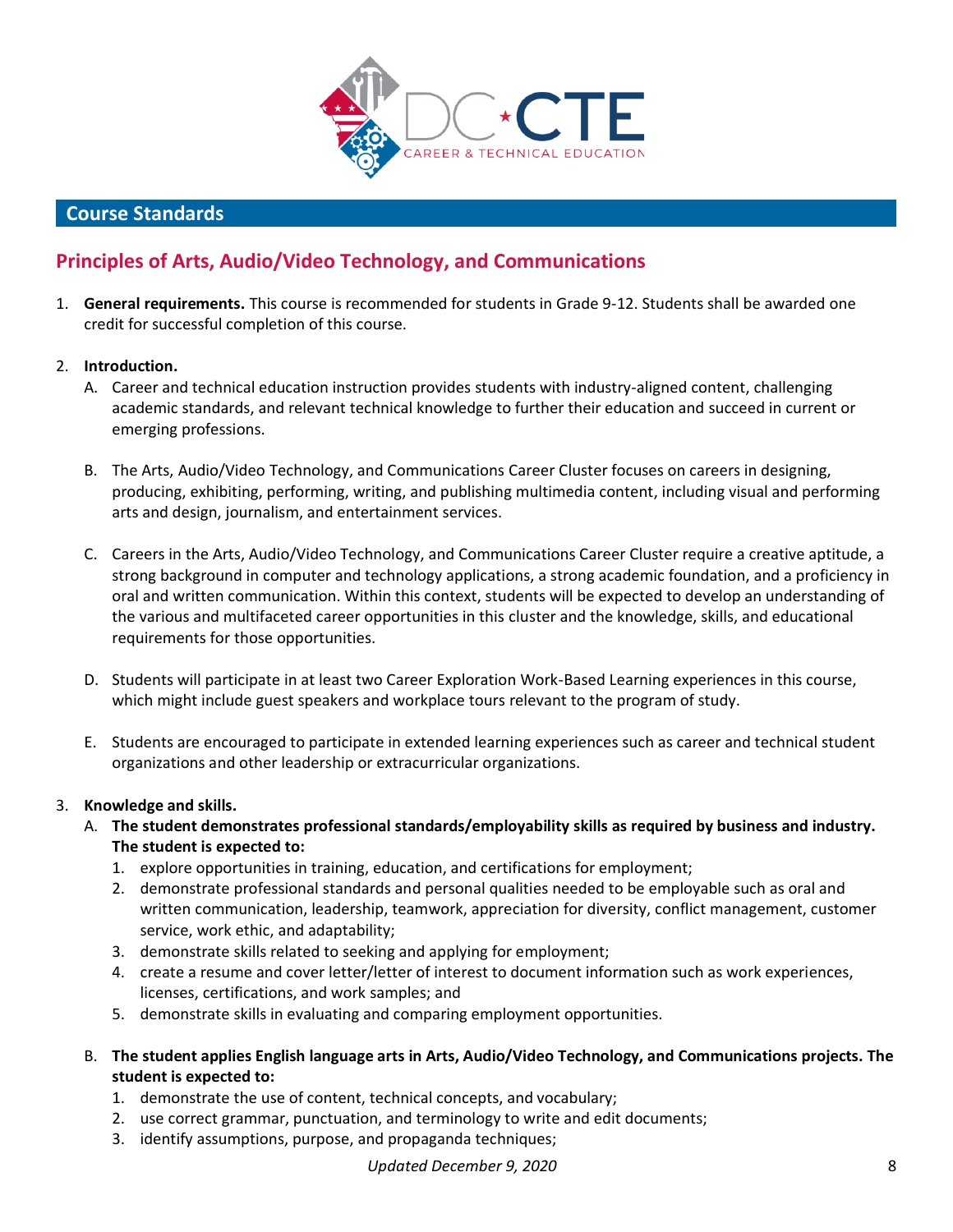## Course Standards

## Principles of Arts, Audio/Video Technology, and Communications

1. **General requirements.** This course is recommended for students in Grade 9-12. Students shall be awarded one credit for successful completion of this course.

2. **Introduction.**
   A. Career and technical education instruction provides students with industry-aligned content, challenging academic standards, and relevant technical knowledge to further their education and succeed in current or emerging professions.

   B. The Arts, Audio/Video Technology, and Communications Career Cluster focuses on careers in designing, producing, exhibiting, performing, writing, and publishing multimedia content, including visual and performing arts and design, journalism, and entertainment services.

   C. Careers in the Arts, Audio/Video Technology, and Communications Career Cluster require a creative aptitude, a strong background in computer and technology applications, a strong academic foundation, and a proficiency in oral and written communication. Within this context, students will be expected to develop an understanding of the various and multifaceted career opportunities in this cluster and the knowledge, skills, and educational requirements for those opportunities.

   D. Students will participate in at least two Career Exploration Work-Based Learning experiences in this course, which might include guest speakers and workplace tours relevant to the program of study.

   E. Students are encouraged to participate in extended learning experiences such as career and technical student organizations and other leadership or extracurricular organizations.

3. **Knowledge and skills.**
   A. **The student demonstrates professional standards/employability skills as required by business and industry. The student is expected to:**
      1. explore opportunities in training, education, and certifications for employment;
      2. demonstrate professional standards and personal qualities needed to be employable such as oral and written communication, leadership, teamwork, appreciation for diversity, conflict management, customer service, work ethic, and adaptability;
      3. demonstrate skills related to seeking and applying for employment;
      4. create a resume and cover letter/letter of interest to document information such as work experiences, licenses, certifications, and work samples; and
      5. demonstrate skills in evaluating and comparing employment opportunities.

   B. **The student applies English language arts in Arts, Audio/Video Technology, and Communications projects. The student is expected to:**
      1. demonstrate the use of content, technical concepts, and vocabulary;
      2. use correct grammar, punctuation, and terminology to write and edit documents;
      3. identify assumptions, purpose, and propaganda techniques;

*Updated December 9, 2020*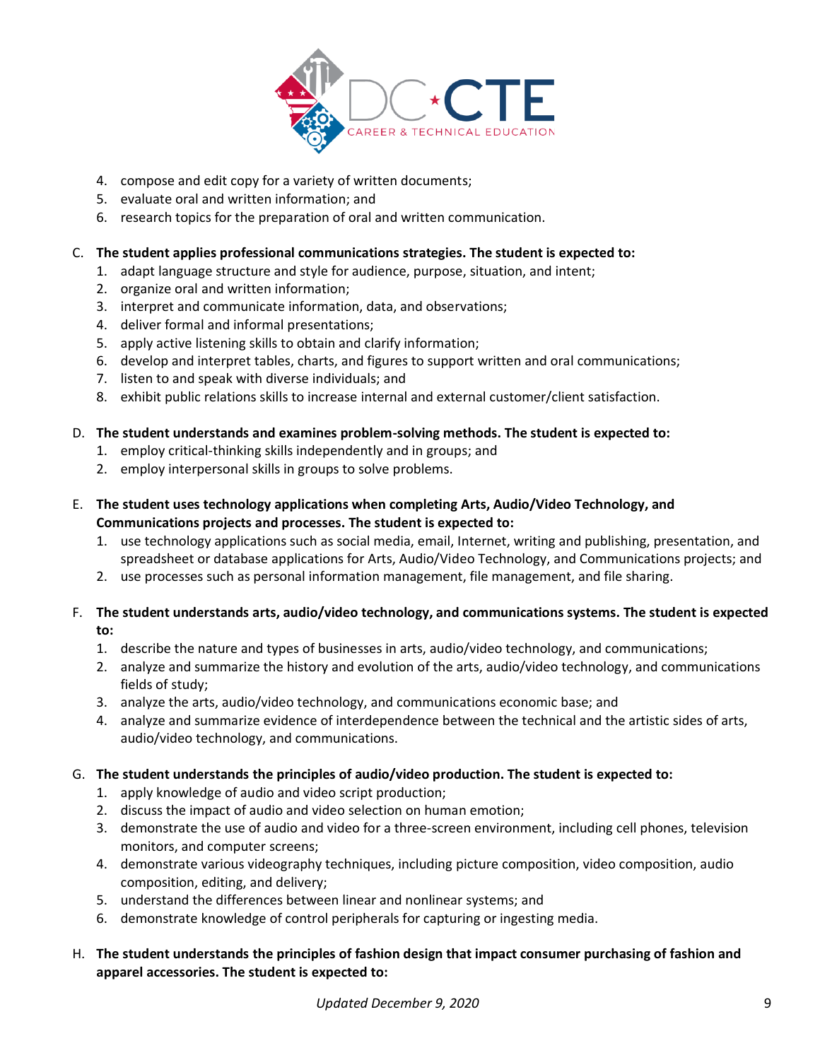4. compose and edit copy for a variety of written documents;
5. evaluate oral and written information; and
6. research topics for the preparation of oral and written communication.

C. **The student applies professional communications strategies. The student is expected to:**
   1. adapt language structure and style for audience, purpose, situation, and intent;
   2. organize oral and written information;
   3. interpret and communicate information, data, and observations;
   4. deliver formal and informal presentations;
   5. apply active listening skills to obtain and clarify information;
   6. develop and interpret tables, charts, and figures to support written and oral communications;
   7. listen to and speak with diverse individuals; and
   8. exhibit public relations skills to increase internal and external customer/client satisfaction.

D. **The student understands and examines problem-solving methods. The student is expected to:**
   1. employ critical-thinking skills independently and in groups; and
   2. employ interpersonal skills in groups to solve problems.

E. **The student uses technology applications when completing Arts, Audio/Video Technology, and Communications projects and processes. The student is expected to:**
   1. use technology applications such as social media, email, Internet, writing and publishing, presentation, and spreadsheet or database applications for Arts, Audio/Video Technology, and Communications projects; and
   2. use processes such as personal information management, file management, and file sharing.

F. **The student understands arts, audio/video technology, and communications systems. The student is expected to:**
   1. describe the nature and types of businesses in arts, audio/video technology, and communications;
   2. analyze and summarize the history and evolution of the arts, audio/video technology, and communications fields of study;
   3. analyze the arts, audio/video technology, and communications economic base; and
   4. analyze and summarize evidence of interdependence between the technical and the artistic sides of arts, audio/video technology, and communications.

G. **The student understands the principles of audio/video production. The student is expected to:**
   1. apply knowledge of audio and video script production;
   2. discuss the impact of audio and video selection on human emotion;
   3. demonstrate the use of audio and video for a three-screen environment, including cell phones, television monitors, and computer screens;
   4. demonstrate various videography techniques, including picture composition, video composition, audio composition, editing, and delivery;
   5. understand the differences between linear and nonlinear systems; and
   6. demonstrate knowledge of control peripherals for capturing or ingesting media.

H. **The student understands the principles of fashion design that impact consumer purchasing of fashion and apparel accessories. The student is expected to:**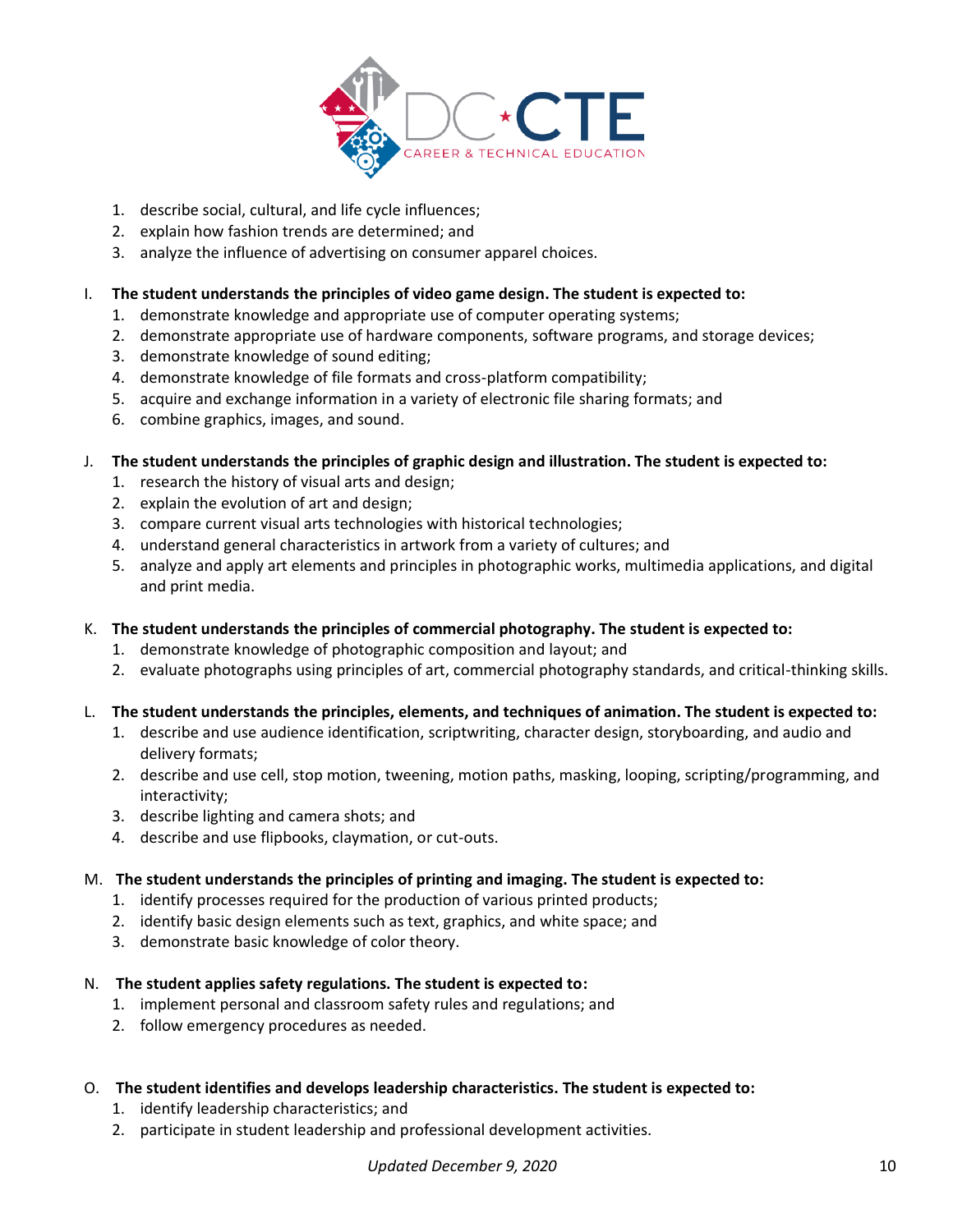1. describe social, cultural, and life cycle influences;
2. explain how fashion trends are determined; and
3. analyze the influence of advertising on consumer apparel choices.

I. **The student understands the principles of video game design. The student is expected to:**
   1. demonstrate knowledge and appropriate use of computer operating systems;
   2. demonstrate appropriate use of hardware components, software programs, and storage devices;
   3. demonstrate knowledge of sound editing;
   4. demonstrate knowledge of file formats and cross-platform compatibility;
   5. acquire and exchange information in a variety of electronic file sharing formats; and
   6. combine graphics, images, and sound.

J. **The student understands the principles of graphic design and illustration. The student is expected to:**
   1. research the history of visual arts and design;
   2. explain the evolution of art and design;
   3. compare current visual arts technologies with historical technologies;
   4. understand general characteristics in artwork from a variety of cultures; and
   5. analyze and apply art elements and principles in photographic works, multimedia applications, and digital and print media.

K. **The student understands the principles of commercial photography. The student is expected to:**
   1. demonstrate knowledge of photographic composition and layout; and
   2. evaluate photographs using principles of art, commercial photography standards, and critical-thinking skills.

L. **The student understands the principles, elements, and techniques of animation. The student is expected to:**
   1. describe and use audience identification, scriptwriting, character design, storyboarding, and audio and delivery formats;
   2. describe and use cell, stop motion, tweening, motion paths, masking, looping, scripting/programming, and interactivity;
   3. describe lighting and camera shots; and
   4. describe and use flipbooks, claymation, or cut-outs.

M. **The student understands the principles of printing and imaging. The student is expected to:**
   1. identify processes required for the production of various printed products;
   2. identify basic design elements such as text, graphics, and white space; and
   3. demonstrate basic knowledge of color theory.

N. **The student applies safety regulations. The student is expected to:**
   1. implement personal and classroom safety rules and regulations; and
   2. follow emergency procedures as needed.

O. **The student identifies and develops leadership characteristics. The student is expected to:**
   1. identify leadership characteristics; and
   2. participate in student leadership and professional development activities.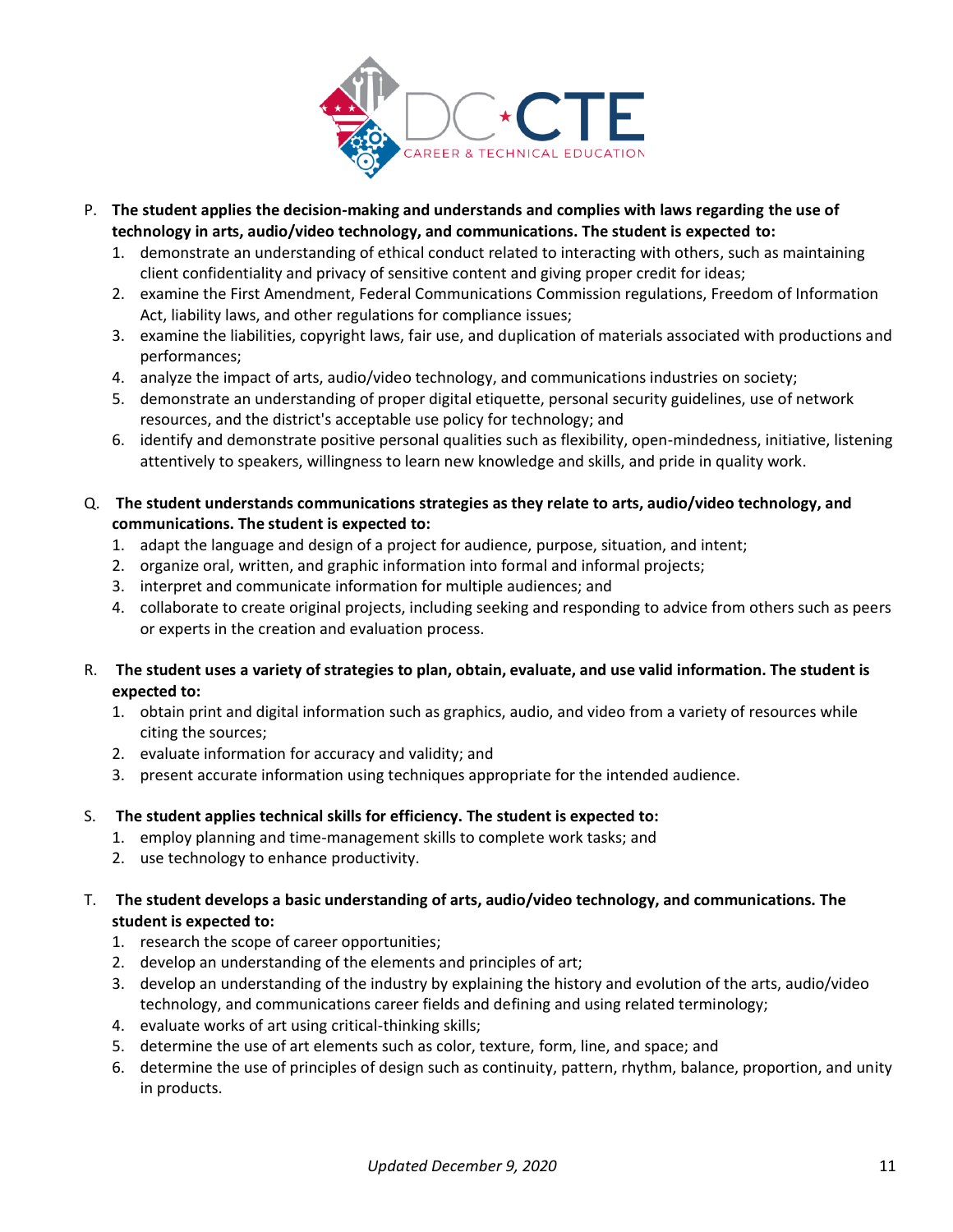P. **The student applies the decision-making and understands and complies with laws regarding the use of technology in arts, audio/video technology, and communications. The student is expected to:**
   1. demonstrate an understanding of ethical conduct related to interacting with others, such as maintaining client confidentiality and privacy of sensitive content and giving proper credit for ideas;
   2. examine the First Amendment, Federal Communications Commission regulations, Freedom of Information Act, liability laws, and other regulations for compliance issues;
   3. examine the liabilities, copyright laws, fair use, and duplication of materials associated with productions and performances;
   4. analyze the impact of arts, audio/video technology, and communications industries on society;
   5. demonstrate an understanding of proper digital etiquette, personal security guidelines, use of network resources, and the district's acceptable use policy for technology; and
   6. identify and demonstrate positive personal qualities such as flexibility, open-mindedness, initiative, listening attentively to speakers, willingness to learn new knowledge and skills, and pride in quality work.

Q. **The student understands communications strategies as they relate to arts, audio/video technology, and communications. The student is expected to:**
   1. adapt the language and design of a project for audience, purpose, situation, and intent;
   2. organize oral, written, and graphic information into formal and informal projects;
   3. interpret and communicate information for multiple audiences; and
   4. collaborate to create original projects, including seeking and responding to advice from others such as peers or experts in the creation and evaluation process.

R. **The student uses a variety of strategies to plan, obtain, evaluate, and use valid information. The student is expected to:**
   1. obtain print and digital information such as graphics, audio, and video from a variety of resources while citing the sources;
   2. evaluate information for accuracy and validity; and
   3. present accurate information using techniques appropriate for the intended audience.

S. **The student applies technical skills for efficiency. The student is expected to:**
   1. employ planning and time-management skills to complete work tasks; and
   2. use technology to enhance productivity.

T. **The student develops a basic understanding of arts, audio/video technology, and communications. The student is expected to:**
   1. research the scope of career opportunities;
   2. develop an understanding of the elements and principles of art;
   3. develop an understanding of the industry by explaining the history and evolution of the arts, audio/video technology, and communications career fields and defining and using related terminology;
   4. evaluate works of art using critical-thinking skills;
   5. determine the use of art elements such as color, texture, form, line, and space; and
   6. determine the use of principles of design such as continuity, pattern, rhythm, balance, proportion, and unity in products.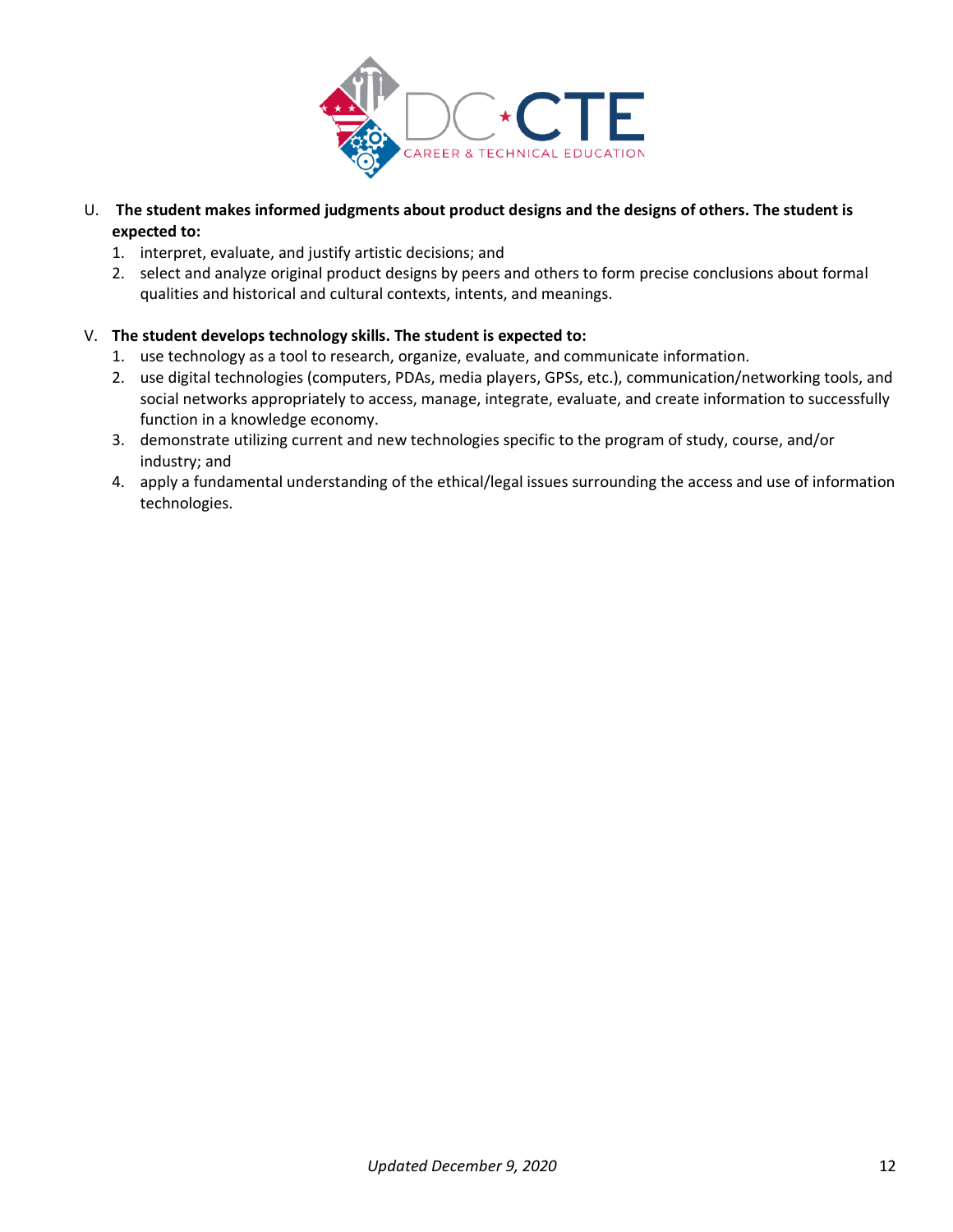U. **The student makes informed judgments about product designs and the designs of others. The student is expected to:**

1. interpret, evaluate, and justify artistic decisions; and
2. select and analyze original product designs by peers and others to form precise conclusions about formal qualities and historical and cultural contexts, intents, and meanings.

V. **The student develops technology skills. The student is expected to:**

1. use technology as a tool to research, organize, evaluate, and communicate information.
2. use digital technologies (computers, PDAs, media players, GPSs, etc.), communication/networking tools, and social networks appropriately to access, manage, integrate, evaluate, and create information to successfully function in a knowledge economy.
3. demonstrate utilizing current and new technologies specific to the program of study, course, and/or industry; and
4. apply a fundamental understanding of the ethical/legal issues surrounding the access and use of information technologies.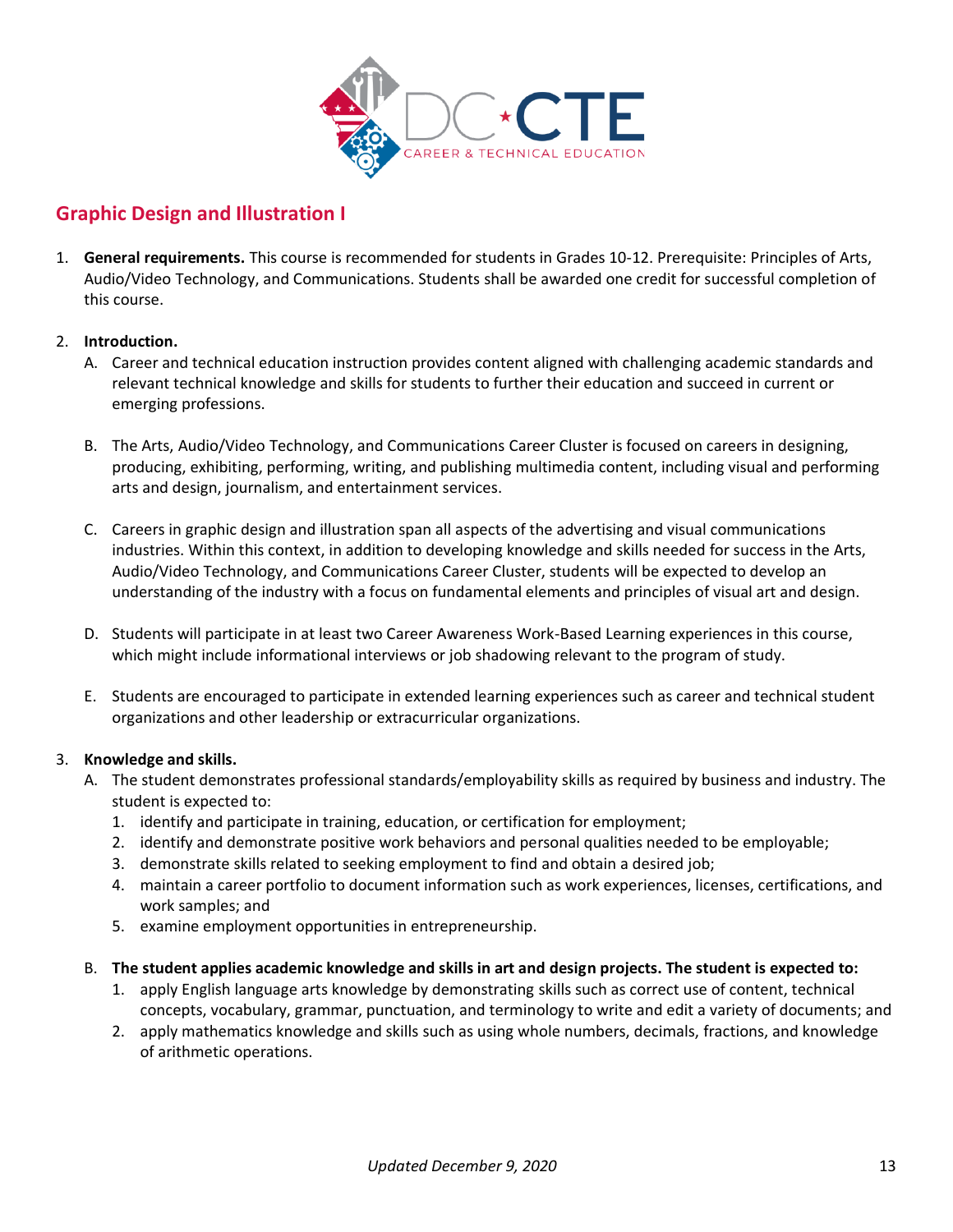## Graphic Design and Illustration I

1. **General requirements.** This course is recommended for students in Grades 10-12. Prerequisite: Principles of Arts, Audio/Video Technology, and Communications. Students shall be awarded one credit for successful completion of this course.

2. **Introduction.**
   A. Career and technical education instruction provides content aligned with challenging academic standards and relevant technical knowledge and skills for students to further their education and succeed in current or emerging professions.

   B. The Arts, Audio/Video Technology, and Communications Career Cluster is focused on careers in designing, producing, exhibiting, performing, writing, and publishing multimedia content, including visual and performing arts and design, journalism, and entertainment services.

   C. Careers in graphic design and illustration span all aspects of the advertising and visual communications industries. Within this context, in addition to developing knowledge and skills needed for success in the Arts, Audio/Video Technology, and Communications Career Cluster, students will be expected to develop an understanding of the industry with a focus on fundamental elements and principles of visual art and design.

   D. Students will participate in at least two Career Awareness Work-Based Learning experiences in this course, which might include informational interviews or job shadowing relevant to the program of study.

   E. Students are encouraged to participate in extended learning experiences such as career and technical student organizations and other leadership or extracurricular organizations.

3. **Knowledge and skills.**
   A. The student demonstrates professional standards/employability skills as required by business and industry. The student is expected to:
      1. identify and participate in training, education, or certification for employment;
      2. identify and demonstrate positive work behaviors and personal qualities needed to be employable;
      3. demonstrate skills related to seeking employment to find and obtain a desired job;
      4. maintain a career portfolio to document information such as work experiences, licenses, certifications, and work samples; and
      5. examine employment opportunities in entrepreneurship.

   B. **The student applies academic knowledge and skills in art and design projects. The student is expected to:**
      1. apply English language arts knowledge by demonstrating skills such as correct use of content, technical concepts, vocabulary, grammar, punctuation, and terminology to write and edit a variety of documents; and
      2. apply mathematics knowledge and skills such as using whole numbers, decimals, fractions, and knowledge of arithmetic operations.

*Updated December 9, 2020*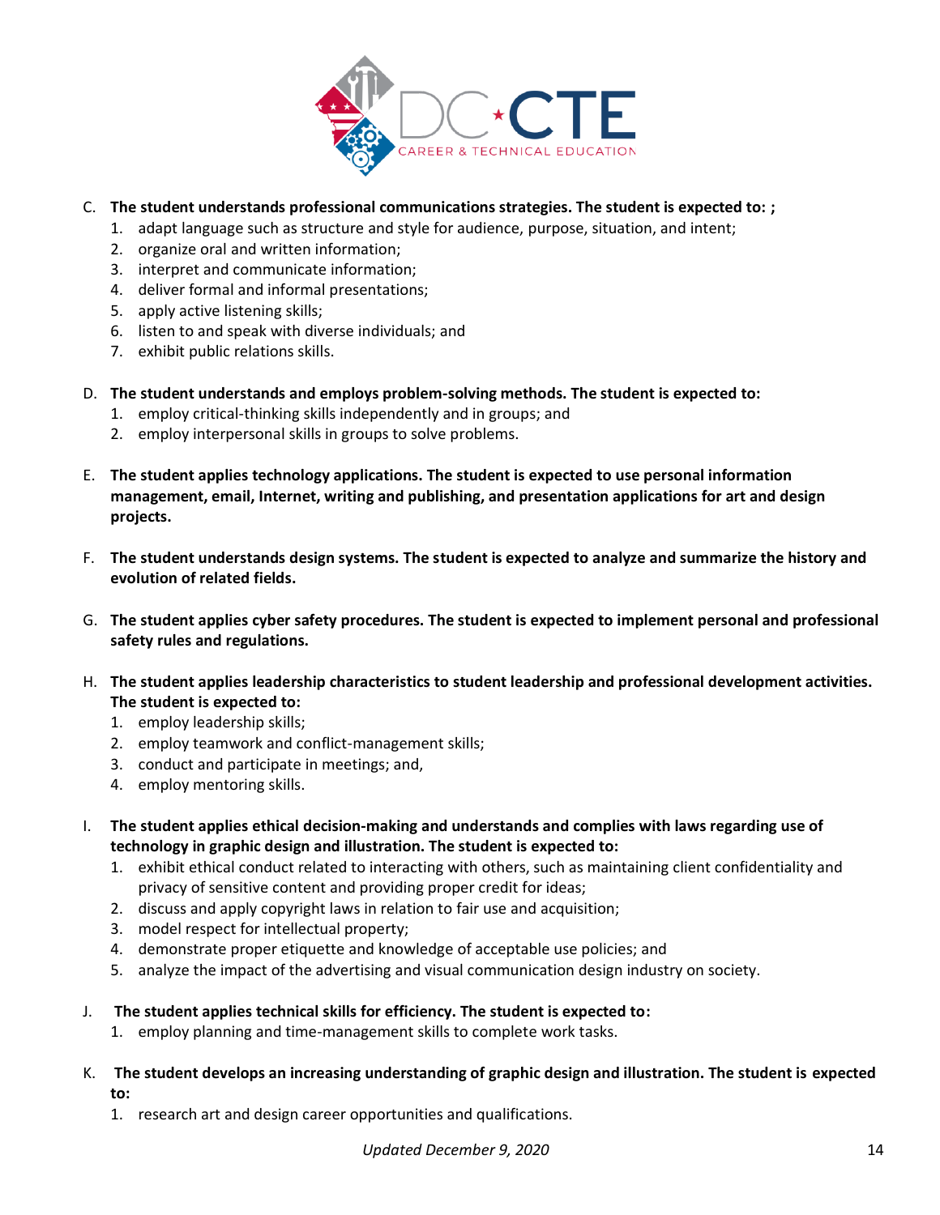C. **The student understands professional communications strategies. The student is expected to: ;**
   1. adapt language such as structure and style for audience, purpose, situation, and intent;
   2. organize oral and written information;
   3. interpret and communicate information;
   4. deliver formal and informal presentations;
   5. apply active listening skills;
   6. listen to and speak with diverse individuals; and
   7. exhibit public relations skills.

D. **The student understands and employs problem-solving methods. The student is expected to:**
   1. employ critical-thinking skills independently and in groups; and
   2. employ interpersonal skills in groups to solve problems.

E. **The student applies technology applications. The student is expected to use personal information management, email, Internet, writing and publishing, and presentation applications for art and design projects.**

F. **The student understands design systems. The student is expected to analyze and summarize the history and evolution of related fields.**

G. **The student applies cyber safety procedures. The student is expected to implement personal and professional safety rules and regulations.**

H. **The student applies leadership characteristics to student leadership and professional development activities. The student is expected to:**
   1. employ leadership skills;
   2. employ teamwork and conflict-management skills;
   3. conduct and participate in meetings; and,
   4. employ mentoring skills.

I. **The student applies ethical decision-making and understands and complies with laws regarding use of technology in graphic design and illustration. The student is expected to:**
   1. exhibit ethical conduct related to interacting with others, such as maintaining client confidentiality and privacy of sensitive content and providing proper credit for ideas;
   2. discuss and apply copyright laws in relation to fair use and acquisition;
   3. model respect for intellectual property;
   4. demonstrate proper etiquette and knowledge of acceptable use policies; and
   5. analyze the impact of the advertising and visual communication design industry on society.

J. **The student applies technical skills for efficiency. The student is expected to:**
   1. employ planning and time-management skills to complete work tasks.

K. **The student develops an increasing understanding of graphic design and illustration. The student is expected to:**
   1. research art and design career opportunities and qualifications.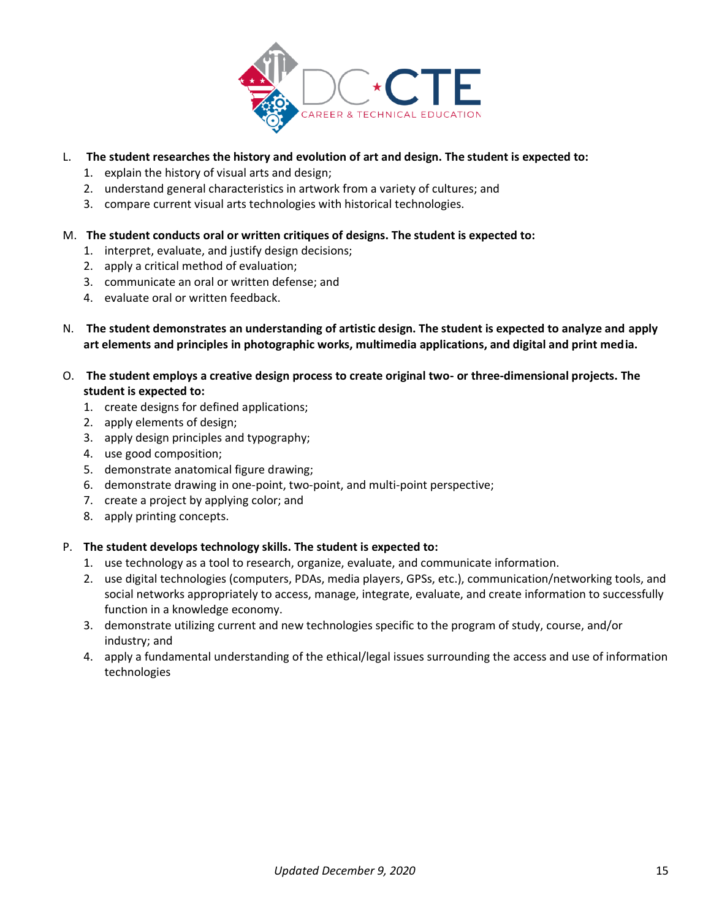L. **The student researches the history and evolution of art and design. The student is expected to:**
   1. explain the history of visual arts and design;
   2. understand general characteristics in artwork from a variety of cultures; and
   3. compare current visual arts technologies with historical technologies.

M. **The student conducts oral or written critiques of designs. The student is expected to:**
   1. interpret, evaluate, and justify design decisions;
   2. apply a critical method of evaluation;
   3. communicate an oral or written defense; and
   4. evaluate oral or written feedback.

N. **The student demonstrates an understanding of artistic design. The student is expected to analyze and apply art elements and principles in photographic works, multimedia applications, and digital and print media.**

O. **The student employs a creative design process to create original two- or three-dimensional projects. The student is expected to:**
   1. create designs for defined applications;
   2. apply elements of design;
   3. apply design principles and typography;
   4. use good composition;
   5. demonstrate anatomical figure drawing;
   6. demonstrate drawing in one-point, two-point, and multi-point perspective;
   7. create a project by applying color; and
   8. apply printing concepts.

P. **The student develops technology skills. The student is expected to:**
   1. use technology as a tool to research, organize, evaluate, and communicate information.
   2. use digital technologies (computers, PDAs, media players, GPSs, etc.), communication/networking tools, and social networks appropriately to access, manage, integrate, evaluate, and create information to successfully function in a knowledge economy.
   3. demonstrate utilizing current and new technologies specific to the program of study, course, and/or industry; and
   4. apply a fundamental understanding of the ethical/legal issues surrounding the access and use of information technologies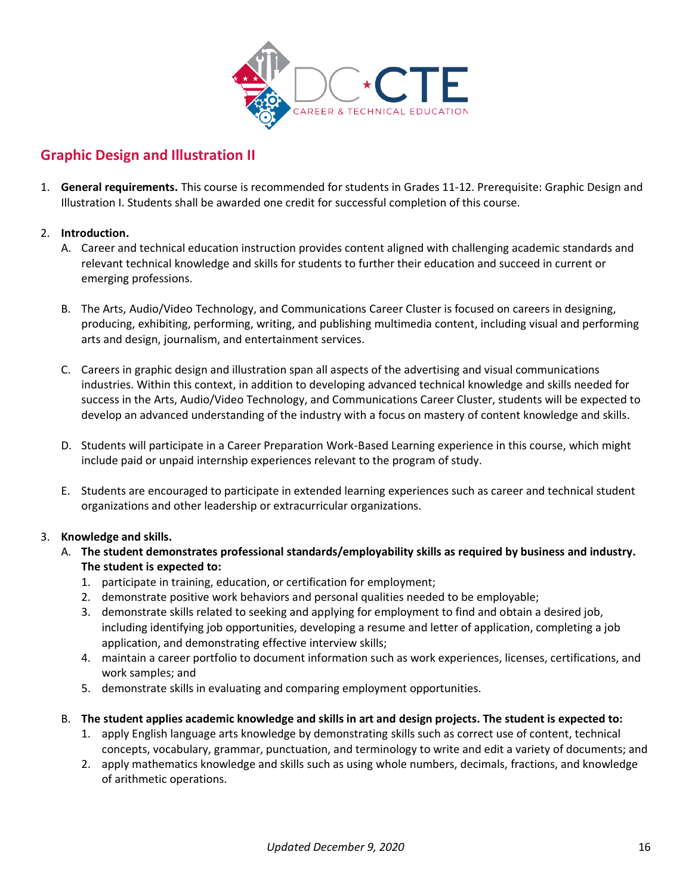## Graphic Design and Illustration II

1. **General requirements.** This course is recommended for students in Grades 11-12. Prerequisite: Graphic Design and Illustration I. Students shall be awarded one credit for successful completion of this course.

2. **Introduction.**
   A. Career and technical education instruction provides content aligned with challenging academic standards and relevant technical knowledge and skills for students to further their education and succeed in current or emerging professions.

   B. The Arts, Audio/Video Technology, and Communications Career Cluster is focused on careers in designing, producing, exhibiting, performing, writing, and publishing multimedia content, including visual and performing arts and design, journalism, and entertainment services.

   C. Careers in graphic design and illustration span all aspects of the advertising and visual communications industries. Within this context, in addition to developing advanced technical knowledge and skills needed for success in the Arts, Audio/Video Technology, and Communications Career Cluster, students will be expected to develop an advanced understanding of the industry with a focus on mastery of content knowledge and skills.

   D. Students will participate in a Career Preparation Work-Based Learning experience in this course, which might include paid or unpaid internship experiences relevant to the program of study.

   E. Students are encouraged to participate in extended learning experiences such as career and technical student organizations and other leadership or extracurricular organizations.

3. **Knowledge and skills.**
   A. **The student demonstrates professional standards/employability skills as required by business and industry. The student is expected to:**
      1. participate in training, education, or certification for employment;
      2. demonstrate positive work behaviors and personal qualities needed to be employable;
      3. demonstrate skills related to seeking and applying for employment to find and obtain a desired job, including identifying job opportunities, developing a resume and letter of application, completing a job application, and demonstrating effective interview skills;
      4. maintain a career portfolio to document information such as work experiences, licenses, certifications, and work samples; and
      5. demonstrate skills in evaluating and comparing employment opportunities.

   B. **The student applies academic knowledge and skills in art and design projects. The student is expected to:**
      1. apply English language arts knowledge by demonstrating skills such as correct use of content, technical concepts, vocabulary, grammar, punctuation, and terminology to write and edit a variety of documents; and
      2. apply mathematics knowledge and skills such as using whole numbers, decimals, fractions, and knowledge of arithmetic operations.

*Updated December 9, 2020*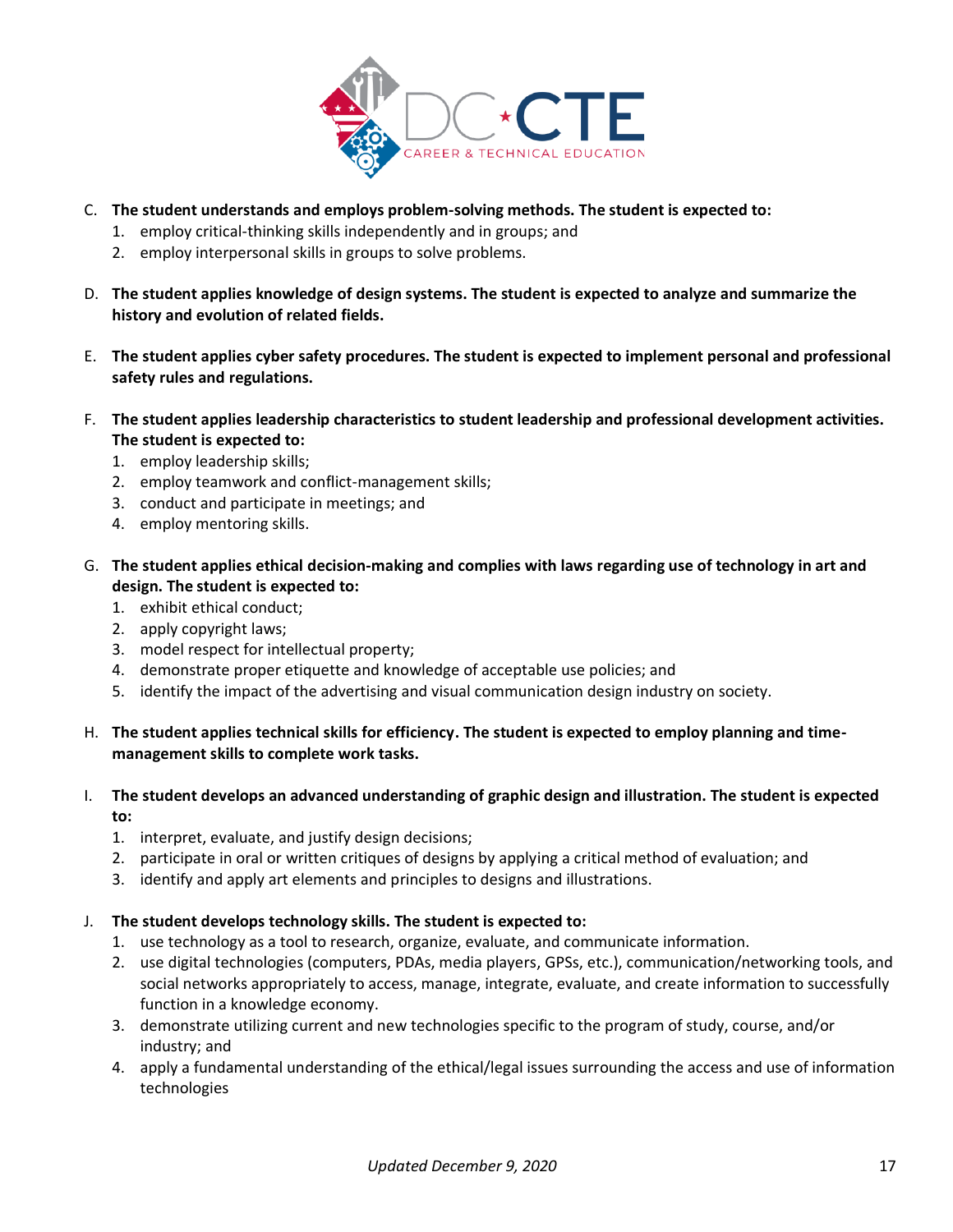C. **The student understands and employs problem-solving methods. The student is expected to:**
   1. employ critical-thinking skills independently and in groups; and
   2. employ interpersonal skills in groups to solve problems.

D. **The student applies knowledge of design systems. The student is expected to analyze and summarize the history and evolution of related fields.**

E. **The student applies cyber safety procedures. The student is expected to implement personal and professional safety rules and regulations.**

F. **The student applies leadership characteristics to student leadership and professional development activities. The student is expected to:**
   1. employ leadership skills;
   2. employ teamwork and conflict-management skills;
   3. conduct and participate in meetings; and
   4. employ mentoring skills.

G. **The student applies ethical decision-making and complies with laws regarding use of technology in art and design. The student is expected to:**
   1. exhibit ethical conduct;
   2. apply copyright laws;
   3. model respect for intellectual property;
   4. demonstrate proper etiquette and knowledge of acceptable use policies; and
   5. identify the impact of the advertising and visual communication design industry on society.

H. **The student applies technical skills for efficiency. The student is expected to employ planning and time-management skills to complete work tasks.**

I. **The student develops an advanced understanding of graphic design and illustration. The student is expected to:**
   1. interpret, evaluate, and justify design decisions;
   2. participate in oral or written critiques of designs by applying a critical method of evaluation; and
   3. identify and apply art elements and principles to designs and illustrations.

J. **The student develops technology skills. The student is expected to:**
   1. use technology as a tool to research, organize, evaluate, and communicate information.
   2. use digital technologies (computers, PDAs, media players, GPSs, etc.), communication/networking tools, and social networks appropriately to access, manage, integrate, evaluate, and create information to successfully function in a knowledge economy.
   3. demonstrate utilizing current and new technologies specific to the program of study, course, and/or industry; and
   4. apply a fundamental understanding of the ethical/legal issues surrounding the access and use of information technologies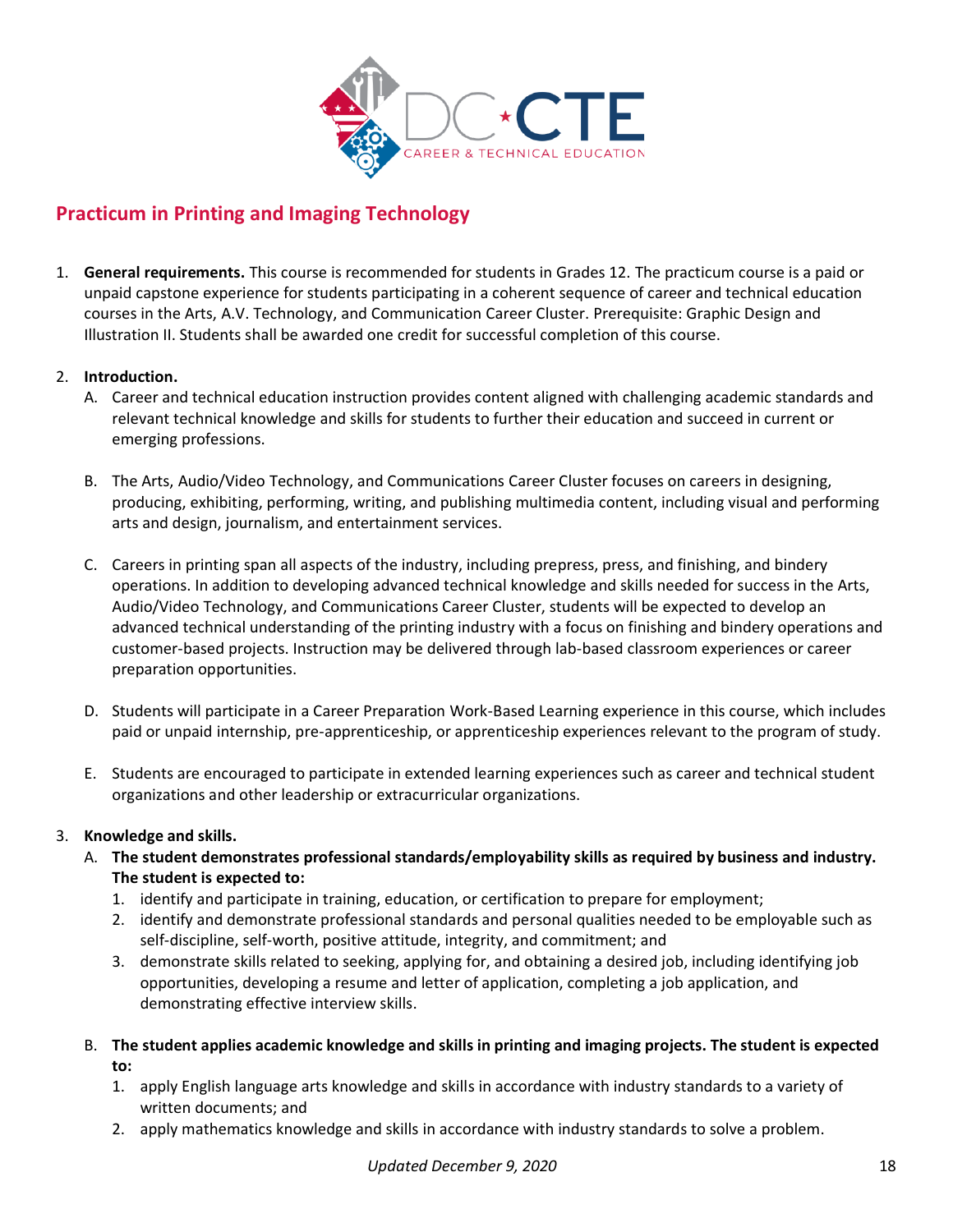## Practicum in Printing and Imaging Technology

1. **General requirements.** This course is recommended for students in Grades 12. The practicum course is a paid or unpaid capstone experience for students participating in a coherent sequence of career and technical education courses in the Arts, A.V. Technology, and Communication Career Cluster. Prerequisite: Graphic Design and Illustration II. Students shall be awarded one credit for successful completion of this course.

2. **Introduction.**
   A. Career and technical education instruction provides content aligned with challenging academic standards and relevant technical knowledge and skills for students to further their education and succeed in current or emerging professions.

   B. The Arts, Audio/Video Technology, and Communications Career Cluster focuses on careers in designing, producing, exhibiting, performing, writing, and publishing multimedia content, including visual and performing arts and design, journalism, and entertainment services.

   C. Careers in printing span all aspects of the industry, including prepress, press, and finishing, and bindery operations. In addition to developing advanced technical knowledge and skills needed for success in the Arts, Audio/Video Technology, and Communications Career Cluster, students will be expected to develop an advanced technical understanding of the printing industry with a focus on finishing and bindery operations and customer-based projects. Instruction may be delivered through lab-based classroom experiences or career preparation opportunities.

   D. Students will participate in a Career Preparation Work-Based Learning experience in this course, which includes paid or unpaid internship, pre-apprenticeship, or apprenticeship experiences relevant to the program of study.

   E. Students are encouraged to participate in extended learning experiences such as career and technical student organizations and other leadership or extracurricular organizations.

3. **Knowledge and skills.**
   A. **The student demonstrates professional standards/employability skills as required by business and industry. The student is expected to:**
      1. identify and participate in training, education, or certification to prepare for employment;
      2. identify and demonstrate professional standards and personal qualities needed to be employable such as self-discipline, self-worth, positive attitude, integrity, and commitment; and
      3. demonstrate skills related to seeking, applying for, and obtaining a desired job, including identifying job opportunities, developing a resume and letter of application, completing a job application, and demonstrating effective interview skills.

   B. **The student applies academic knowledge and skills in printing and imaging projects. The student is expected to:**
      1. apply English language arts knowledge and skills in accordance with industry standards to a variety of written documents; and
      2. apply mathematics knowledge and skills in accordance with industry standards to solve a problem.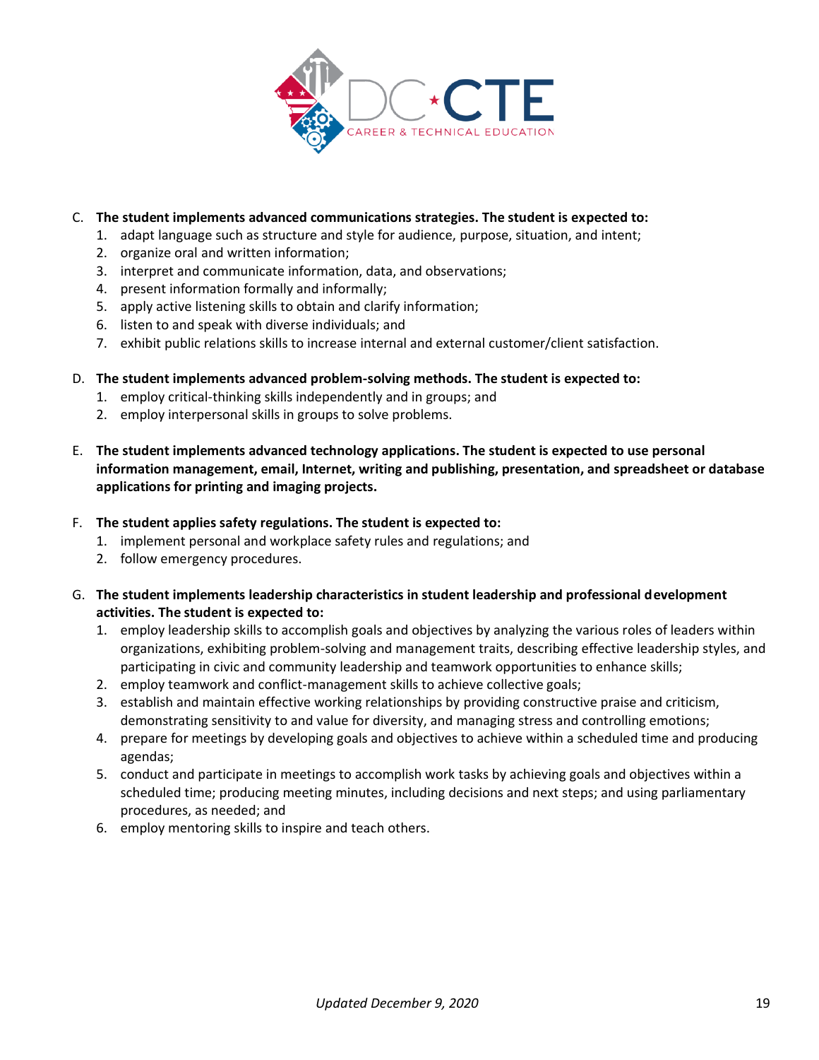C. **The student implements advanced communications strategies. The student is expected to:**
   1. adapt language such as structure and style for audience, purpose, situation, and intent;
   2. organize oral and written information;
   3. interpret and communicate information, data, and observations;
   4. present information formally and informally;
   5. apply active listening skills to obtain and clarify information;
   6. listen to and speak with diverse individuals; and
   7. exhibit public relations skills to increase internal and external customer/client satisfaction.

D. **The student implements advanced problem-solving methods. The student is expected to:**
   1. employ critical-thinking skills independently and in groups; and
   2. employ interpersonal skills in groups to solve problems.

E. **The student implements advanced technology applications. The student is expected to use personal information management, email, Internet, writing and publishing, presentation, and spreadsheet or database applications for printing and imaging projects.**

F. **The student applies safety regulations. The student is expected to:**
   1. implement personal and workplace safety rules and regulations; and
   2. follow emergency procedures.

G. **The student implements leadership characteristics in student leadership and professional development activities. The student is expected to:**
   1. employ leadership skills to accomplish goals and objectives by analyzing the various roles of leaders within organizations, exhibiting problem-solving and management traits, describing effective leadership styles, and participating in civic and community leadership and teamwork opportunities to enhance skills;
   2. employ teamwork and conflict-management skills to achieve collective goals;
   3. establish and maintain effective working relationships by providing constructive praise and criticism, demonstrating sensitivity to and value for diversity, and managing stress and controlling emotions;
   4. prepare for meetings by developing goals and objectives to achieve within a scheduled time and producing agendas;
   5. conduct and participate in meetings to accomplish work tasks by achieving goals and objectives within a scheduled time; producing meeting minutes, including decisions and next steps; and using parliamentary procedures, as needed; and
   6. employ mentoring skills to inspire and teach others.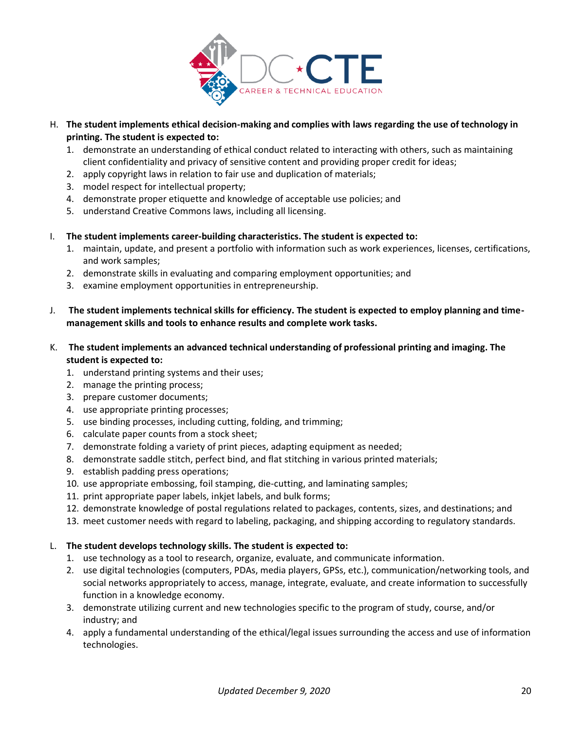H. **The student implements ethical decision-making and complies with laws regarding the use of technology in printing. The student is expected to:**
   1. demonstrate an understanding of ethical conduct related to interacting with others, such as maintaining client confidentiality and privacy of sensitive content and providing proper credit for ideas;
   2. apply copyright laws in relation to fair use and duplication of materials;
   3. model respect for intellectual property;
   4. demonstrate proper etiquette and knowledge of acceptable use policies; and
   5. understand Creative Commons laws, including all licensing.

I. **The student implements career-building characteristics. The student is expected to:**
   1. maintain, update, and present a portfolio with information such as work experiences, licenses, certifications, and work samples;
   2. demonstrate skills in evaluating and comparing employment opportunities; and
   3. examine employment opportunities in entrepreneurship.

J. **The student implements technical skills for efficiency. The student is expected to employ planning and time-management skills and tools to enhance results and complete work tasks.**

K. **The student implements an advanced technical understanding of professional printing and imaging. The student is expected to:**
   1. understand printing systems and their uses;
   2. manage the printing process;
   3. prepare customer documents;
   4. use appropriate printing processes;
   5. use binding processes, including cutting, folding, and trimming;
   6. calculate paper counts from a stock sheet;
   7. demonstrate folding a variety of print pieces, adapting equipment as needed;
   8. demonstrate saddle stitch, perfect bind, and flat stitching in various printed materials;
   9. establish padding press operations;
   10. use appropriate embossing, foil stamping, die-cutting, and laminating samples;
   11. print appropriate paper labels, inkjet labels, and bulk forms;
   12. demonstrate knowledge of postal regulations related to packages, contents, sizes, and destinations; and
   13. meet customer needs with regard to labeling, packaging, and shipping according to regulatory standards.

L. **The student develops technology skills. The student is expected to:**
   1. use technology as a tool to research, organize, evaluate, and communicate information.
   2. use digital technologies (computers, PDAs, media players, GPSs, etc.), communication/networking tools, and social networks appropriately to access, manage, integrate, evaluate, and create information to successfully function in a knowledge economy.
   3. demonstrate utilizing current and new technologies specific to the program of study, course, and/or industry; and
   4. apply a fundamental understanding of the ethical/legal issues surrounding the access and use of information technologies.